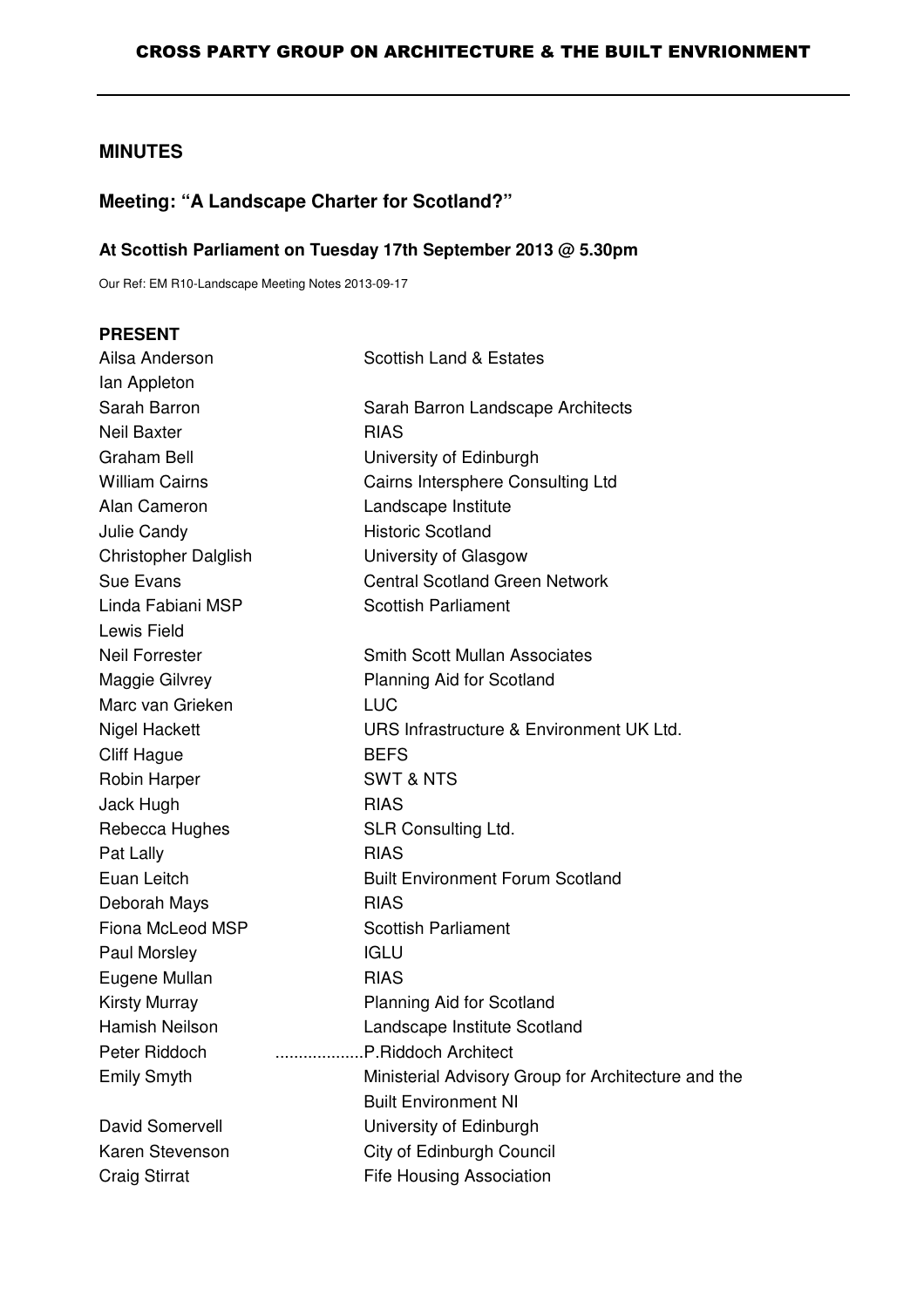# CROSS PARTY GROUP ON ARCHITECTURE & THE BUILT ENVRIONMENT

## MINUTES

## Meeting: "A Landscape Charter for Scotland?"

### At Scottish Parliament on Tuesday 17th September 2013 @ 5.30pm

Our Ref: EM R10-Landscape Meeting Notes 2013-09-17

**PRESENT**

| | |
|---|---|
| Ailsa Anderson | Scottish Land & Estates |
| Ian Appleton | |
| Sarah Barron | Sarah Barron Landscape Architects |
| Neil Baxter | RIAS |
| Graham Bell | University of Edinburgh |
| William Cairns | Cairns Intersphere Consulting Ltd |
| Alan Cameron | Landscape Institute |
| Julie Candy | Historic Scotland |
| Christopher Dalglish | University of Glasgow |
| Sue Evans | Central Scotland Green Network |
| Linda Fabiani MSP | Scottish Parliament |
| Lewis Field | |
| Neil Forrester | Smith Scott Mullan Associates |
| Maggie Gilvrey | Planning Aid for Scotland |
| Marc van Grieken | LUC |
| Nigel Hackett | URS Infrastructure & Environment UK Ltd. |
| Cliff Hague | BEFS |
| Robin Harper | SWT & NTS |
| Jack Hugh | RIAS |
| Rebecca Hughes | SLR Consulting Ltd. |
| Pat Lally | RIAS |
| Euan Leitch | Built Environment Forum Scotland |
| Deborah Mays | RIAS |
| Fiona McLeod MSP | Scottish Parliament |
| Paul Morsley | IGLU |
| Eugene Mullan | RIAS |
| Kirsty Murray | Planning Aid for Scotland |
| Hamish Neilson | Landscape Institute Scotland |
| Peter Riddoch | ...................P.Riddoch Architect |
| Emily Smyth | Ministerial Advisory Group for Architecture and the Built Environment NI |
| David Somervell | University of Edinburgh |
| Karen Stevenson | City of Edinburgh Council |
| Craig Stirrat | Fife Housing Association |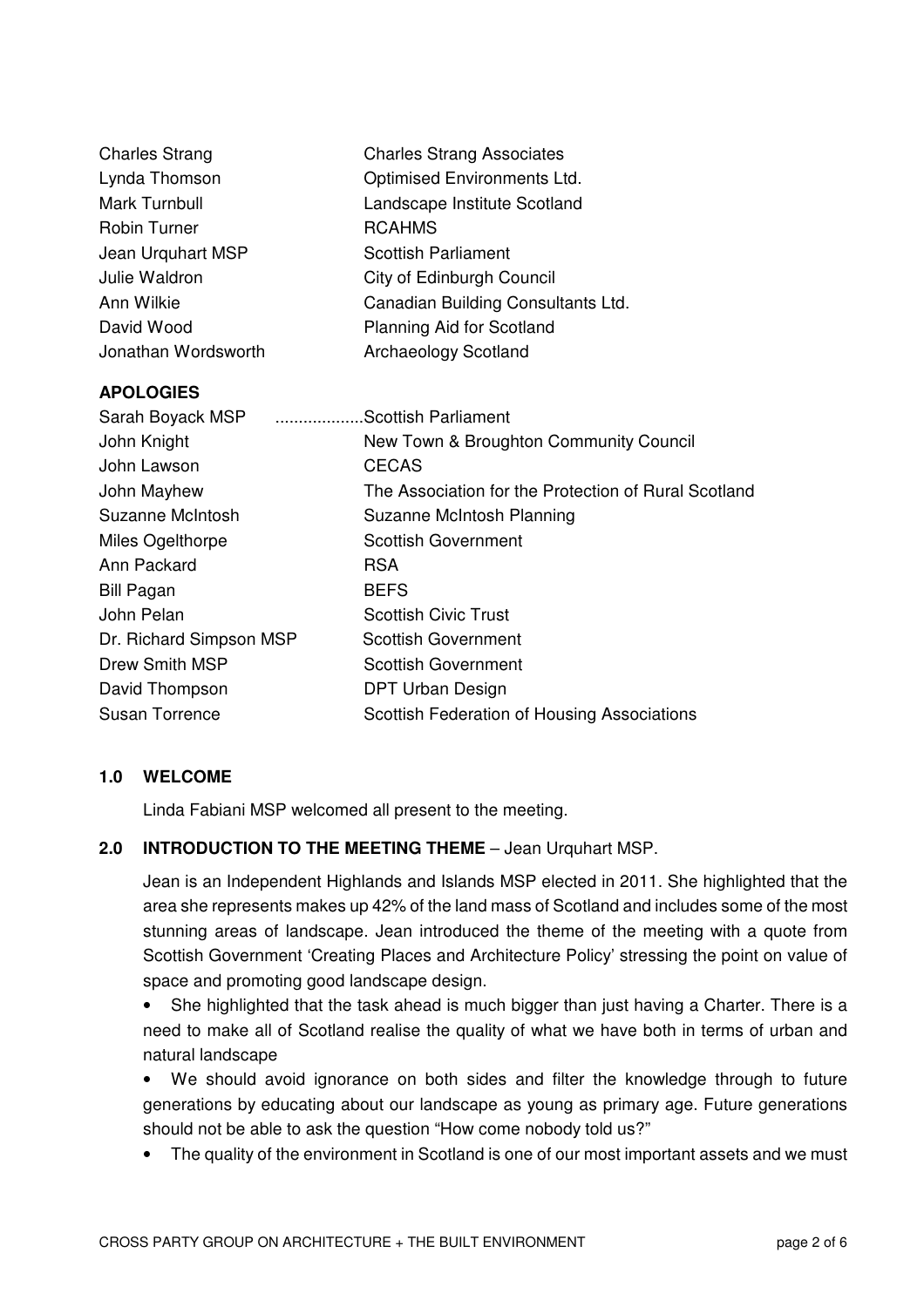| | |
|---|---|
| Charles Strang | Charles Strang Associates |
| Lynda Thomson | Optimised Environments Ltd. |
| Mark Turnbull | Landscape Institute Scotland |
| Robin Turner | RCAHMS |
| Jean Urquhart MSP | Scottish Parliament |
| Julie Waldron | City of Edinburgh Council |
| Ann Wilkie | Canadian Building Consultants Ltd. |
| David Wood | Planning Aid for Scotland |
| Jonathan Wordsworth | Archaeology Scotland |

**APOLOGIES**

| | |
|---|---|
| Sarah Boyack MSP | ..................Scottish Parliament |
| John Knight | New Town & Broughton Community Council |
| John Lawson | CECAS |
| John Mayhew | The Association for the Protection of Rural Scotland |
| Suzanne McIntosh | Suzanne McIntosh Planning |
| Miles Ogelthorpe | Scottish Government |
| Ann Packard | RSA |
| Bill Pagan | BEFS |
| John Pelan | Scottish Civic Trust |
| Dr. Richard Simpson MSP | Scottish Government |
| Drew Smith MSP | Scottish Government |
| David Thompson | DPT Urban Design |
| Susan Torrence | Scottish Federation of Housing Associations |

## 1.0 WELCOME

Linda Fabiani MSP welcomed all present to the meeting.

## 2.0 INTRODUCTION TO THE MEETING THEME – Jean Urquhart MSP.

Jean is an Independent Highlands and Islands MSP elected in 2011. She highlighted that the area she represents makes up 42% of the land mass of Scotland and includes some of the most stunning areas of landscape. Jean introduced the theme of the meeting with a quote from Scottish Government 'Creating Places and Architecture Policy' stressing the point on value of space and promoting good landscape design.

- She highlighted that the task ahead is much bigger than just having a Charter. There is a need to make all of Scotland realise the quality of what we have both in terms of urban and natural landscape
- We should avoid ignorance on both sides and filter the knowledge through to future generations by educating about our landscape as young as primary age. Future generations should not be able to ask the question "How come nobody told us?"
- The quality of the environment in Scotland is one of our most important assets and we must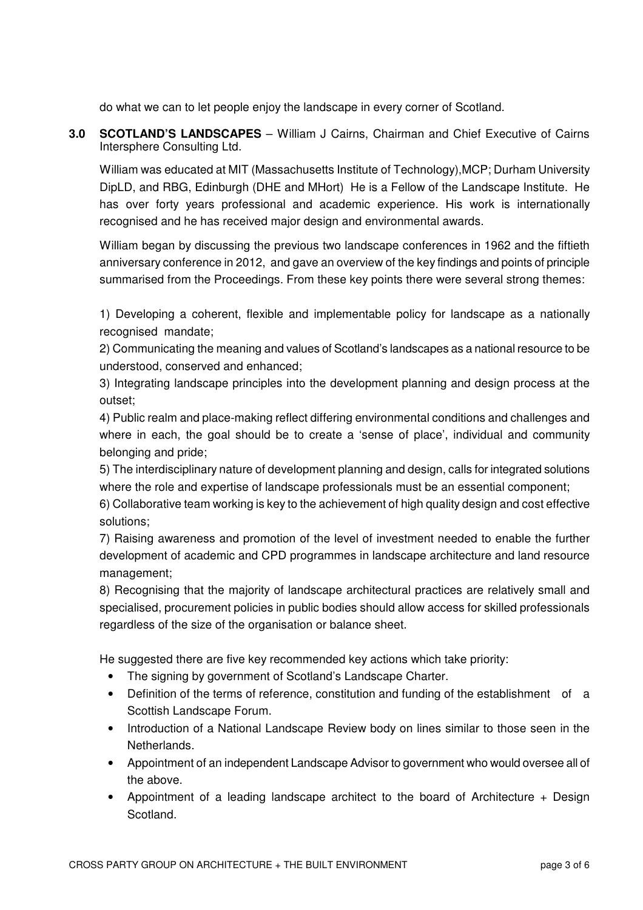do what we can to let people enjoy the landscape in every corner of Scotland.

**3.0 SCOTLAND'S LANDSCAPES** – William J Cairns, Chairman and Chief Executive of Cairns Intersphere Consulting Ltd.

William was educated at MIT (Massachusetts Institute of Technology),MCP; Durham University DipLD, and RBG, Edinburgh (DHE and MHort) He is a Fellow of the Landscape Institute. He has over forty years professional and academic experience. His work is internationally recognised and he has received major design and environmental awards.

William began by discussing the previous two landscape conferences in 1962 and the fiftieth anniversary conference in 2012, and gave an overview of the key findings and points of principle summarised from the Proceedings. From these key points there were several strong themes:

1) Developing a coherent, flexible and implementable policy for landscape as a nationally recognised mandate;
2) Communicating the meaning and values of Scotland's landscapes as a national resource to be understood, conserved and enhanced;
3) Integrating landscape principles into the development planning and design process at the outset;
4) Public realm and place-making reflect differing environmental conditions and challenges and where in each, the goal should be to create a 'sense of place', individual and community belonging and pride;
5) The interdisciplinary nature of development planning and design, calls for integrated solutions where the role and expertise of landscape professionals must be an essential component;
6) Collaborative team working is key to the achievement of high quality design and cost effective solutions;
7) Raising awareness and promotion of the level of investment needed to enable the further development of academic and CPD programmes in landscape architecture and land resource management;
8) Recognising that the majority of landscape architectural practices are relatively small and specialised, procurement policies in public bodies should allow access for skilled professionals regardless of the size of the organisation or balance sheet.

He suggested there are five key recommended key actions which take priority:

- The signing by government of Scotland's Landscape Charter.
- Definition of the terms of reference, constitution and funding of the establishment of a Scottish Landscape Forum.
- Introduction of a National Landscape Review body on lines similar to those seen in the Netherlands.
- Appointment of an independent Landscape Advisor to government who would oversee all of the above.
- Appointment of a leading landscape architect to the board of Architecture + Design Scotland.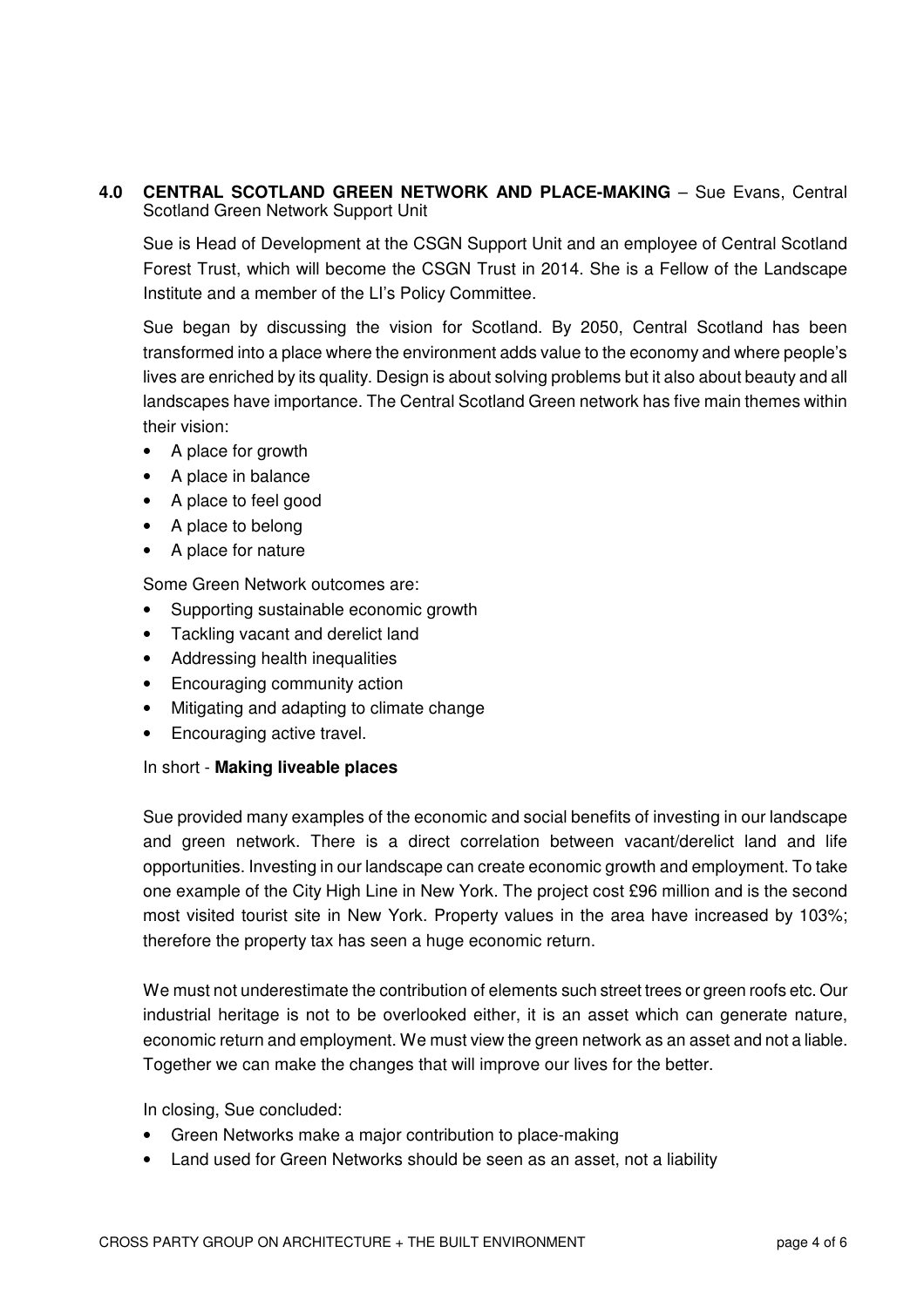## 4.0 CENTRAL SCOTLAND GREEN NETWORK AND PLACE-MAKING – Sue Evans, Central Scotland Green Network Support Unit

Sue is Head of Development at the CSGN Support Unit and an employee of Central Scotland Forest Trust, which will become the CSGN Trust in 2014. She is a Fellow of the Landscape Institute and a member of the LI's Policy Committee.

Sue began by discussing the vision for Scotland. By 2050, Central Scotland has been transformed into a place where the environment adds value to the economy and where people's lives are enriched by its quality. Design is about solving problems but it also about beauty and all landscapes have importance. The Central Scotland Green network has five main themes within their vision:

- A place for growth
- A place in balance
- A place to feel good
- A place to belong
- A place for nature

Some Green Network outcomes are:

- Supporting sustainable economic growth
- Tackling vacant and derelict land
- Addressing health inequalities
- Encouraging community action
- Mitigating and adapting to climate change
- Encouraging active travel.

In short - **Making liveable places**

Sue provided many examples of the economic and social benefits of investing in our landscape and green network. There is a direct correlation between vacant/derelict land and life opportunities. Investing in our landscape can create economic growth and employment. To take one example of the City High Line in New York. The project cost £96 million and is the second most visited tourist site in New York. Property values in the area have increased by 103%; therefore the property tax has seen a huge economic return.

We must not underestimate the contribution of elements such street trees or green roofs etc. Our industrial heritage is not to be overlooked either, it is an asset which can generate nature, economic return and employment. We must view the green network as an asset and not a liable. Together we can make the changes that will improve our lives for the better.

In closing, Sue concluded:

- Green Networks make a major contribution to place-making
- Land used for Green Networks should be seen as an asset, not a liability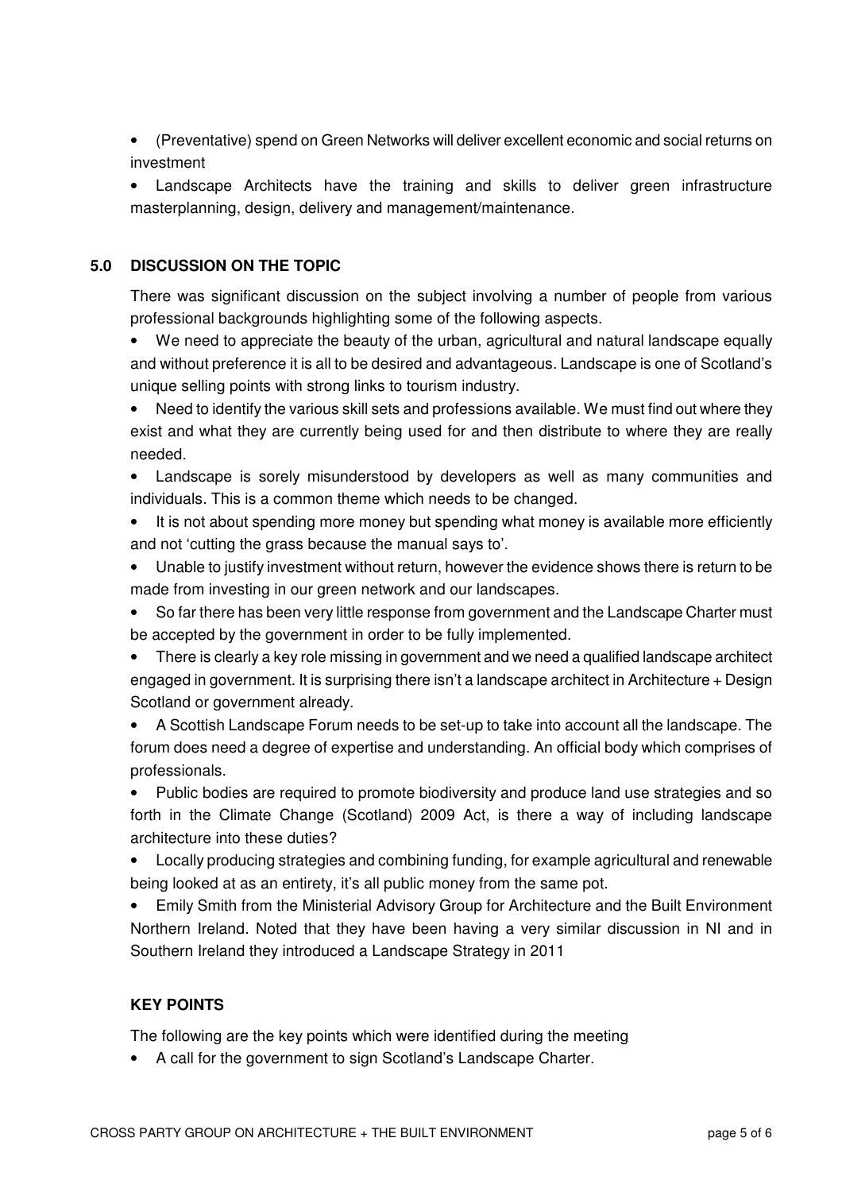- (Preventative) spend on Green Networks will deliver excellent economic and social returns on investment
- Landscape Architects have the training and skills to deliver green infrastructure masterplanning, design, delivery and management/maintenance.

## 5.0 DISCUSSION ON THE TOPIC

There was significant discussion on the subject involving a number of people from various professional backgrounds highlighting some of the following aspects.

- We need to appreciate the beauty of the urban, agricultural and natural landscape equally and without preference it is all to be desired and advantageous. Landscape is one of Scotland's unique selling points with strong links to tourism industry.
- Need to identify the various skill sets and professions available. We must find out where they exist and what they are currently being used for and then distribute to where they are really needed.
- Landscape is sorely misunderstood by developers as well as many communities and individuals. This is a common theme which needs to be changed.
- It is not about spending more money but spending what money is available more efficiently and not 'cutting the grass because the manual says to'.
- Unable to justify investment without return, however the evidence shows there is return to be made from investing in our green network and our landscapes.
- So far there has been very little response from government and the Landscape Charter must be accepted by the government in order to be fully implemented.
- There is clearly a key role missing in government and we need a qualified landscape architect engaged in government. It is surprising there isn't a landscape architect in Architecture + Design Scotland or government already.
- A Scottish Landscape Forum needs to be set-up to take into account all the landscape. The forum does need a degree of expertise and understanding. An official body which comprises of professionals.
- Public bodies are required to promote biodiversity and produce land use strategies and so forth in the Climate Change (Scotland) 2009 Act, is there a way of including landscape architecture into these duties?
- Locally producing strategies and combining funding, for example agricultural and renewable being looked at as an entirety, it's all public money from the same pot.
- Emily Smith from the Ministerial Advisory Group for Architecture and the Built Environment Northern Ireland. Noted that they have been having a very similar discussion in NI and in Southern Ireland they introduced a Landscape Strategy in 2011

### KEY POINTS

The following are the key points which were identified during the meeting

- A call for the government to sign Scotland's Landscape Charter.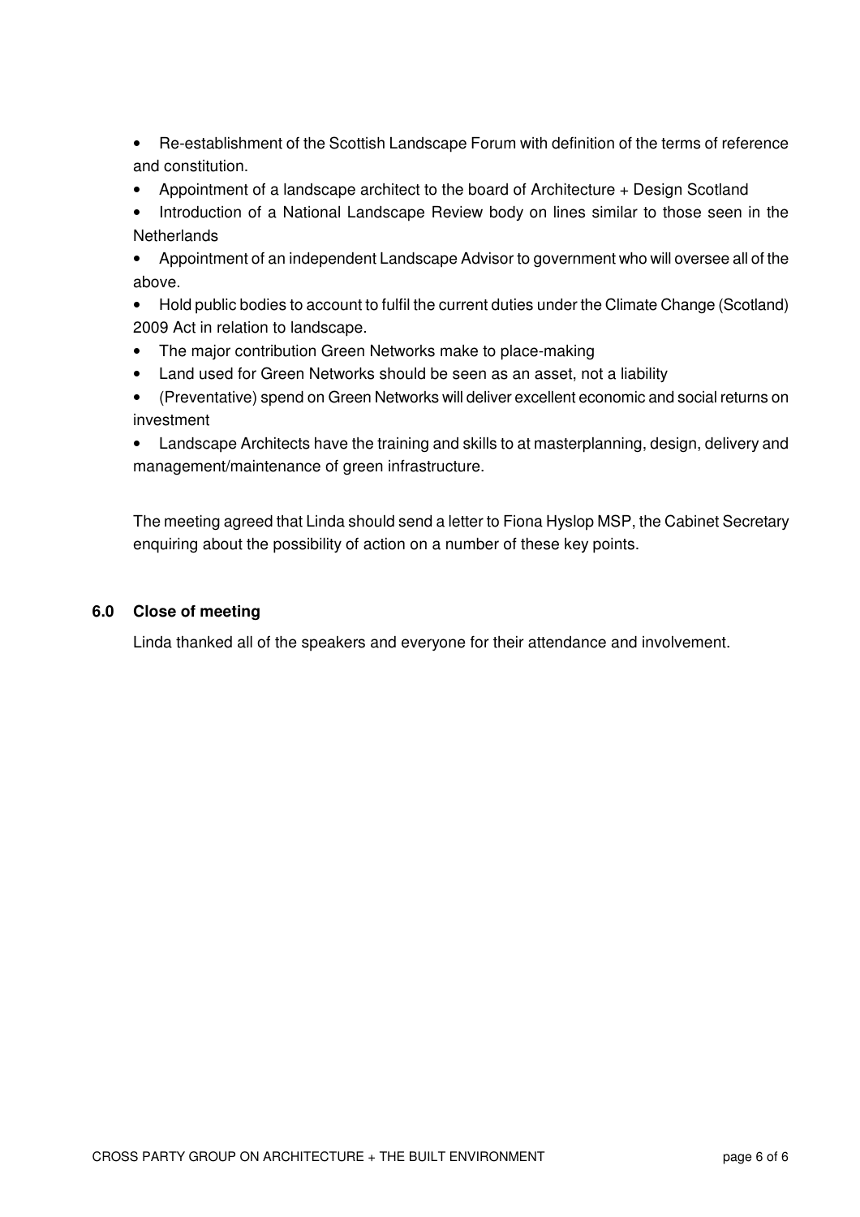- Re-establishment of the Scottish Landscape Forum with definition of the terms of reference and constitution.
- Appointment of a landscape architect to the board of Architecture + Design Scotland
- Introduction of a National Landscape Review body on lines similar to those seen in the Netherlands
- Appointment of an independent Landscape Advisor to government who will oversee all of the above.
- Hold public bodies to account to fulfil the current duties under the Climate Change (Scotland) 2009 Act in relation to landscape.
- The major contribution Green Networks make to place-making
- Land used for Green Networks should be seen as an asset, not a liability
- (Preventative) spend on Green Networks will deliver excellent economic and social returns on investment
- Landscape Architects have the training and skills to at masterplanning, design, delivery and management/maintenance of green infrastructure.

The meeting agreed that Linda should send a letter to Fiona Hyslop MSP, the Cabinet Secretary enquiring about the possibility of action on a number of these key points.

### 6.0 Close of meeting

Linda thanked all of the speakers and everyone for their attendance and involvement.